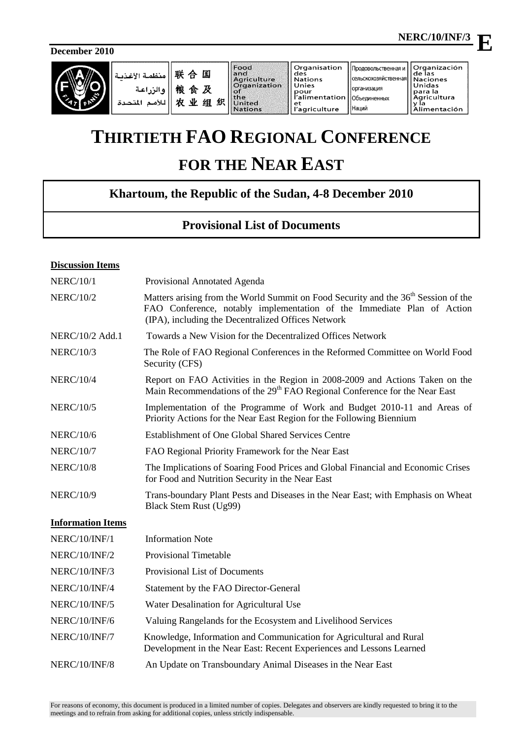NERC/10/INF/3 **E**

**December 2010**

| منظمة الأغذية والزراعة للأمم المتحدة | 联合国粮食及农业组织 | Food and Agriculture Organization of the United Nations | Organisation des Nations Unies pour l'alimentation et l'agriculture | Продовольственная и сельскохозяйственная организация Объединенных Наций | Organización de las Naciones Unidas para la Agricultura y la Alimentación |
|---|---|---|---|---|---|

# THIRTIETH FAO REGIONAL CONFERENCE FOR THE NEAR EAST

## Khartoum, the Republic of the Sudan, 4-8 December 2010

## Provisional List of Documents

**Discussion Items**

| | |
|---|---|
| NERC/10/1 | Provisional Annotated Agenda |
| NERC/10/2 | Matters arising from the World Summit on Food Security and the 36th Session of the FAO Conference, notably implementation of the Immediate Plan of Action (IPA), including the Decentralized Offices Network |
| NERC/10/2 Add.1 | Towards a New Vision for the Decentralized Offices Network |
| NERC/10/3 | The Role of FAO Regional Conferences in the Reformed Committee on World Food Security (CFS) |
| NERC/10/4 | Report on FAO Activities in the Region in 2008-2009 and Actions Taken on the Main Recommendations of the 29th FAO Regional Conference for the Near East |
| NERC/10/5 | Implementation of the Programme of Work and Budget 2010-11 and Areas of Priority Actions for the Near East Region for the Following Biennium |
| NERC/10/6 | Establishment of One Global Shared Services Centre |
| NERC/10/7 | FAO Regional Priority Framework for the Near East |
| NERC/10/8 | The Implications of Soaring Food Prices and Global Financial and Economic Crises for Food and Nutrition Security in the Near East |
| NERC/10/9 | Trans-boundary Plant Pests and Diseases in the Near East; with Emphasis on Wheat Black Stem Rust (Ug99) |

**Information Items**

| | |
|---|---|
| NERC/10/INF/1 | Information Note |
| NERC/10/INF/2 | Provisional Timetable |
| NERC/10/INF/3 | Provisional List of Documents |
| NERC/10/INF/4 | Statement by the FAO Director-General |
| NERC/10/INF/5 | Water Desalination for Agricultural Use |
| NERC/10/INF/6 | Valuing Rangelands for the Ecosystem and Livelihood Services |
| NERC/10/INF/7 | Knowledge, Information and Communication for Agricultural and Rural Development in the Near East: Recent Experiences and Lessons Learned |
| NERC/10/INF/8 | An Update on Transboundary Animal Diseases in the Near East |

For reasons of economy, this document is produced in a limited number of copies. Delegates and observers are kindly requested to bring it to the meetings and to refrain from asking for additional copies, unless strictly indispensable.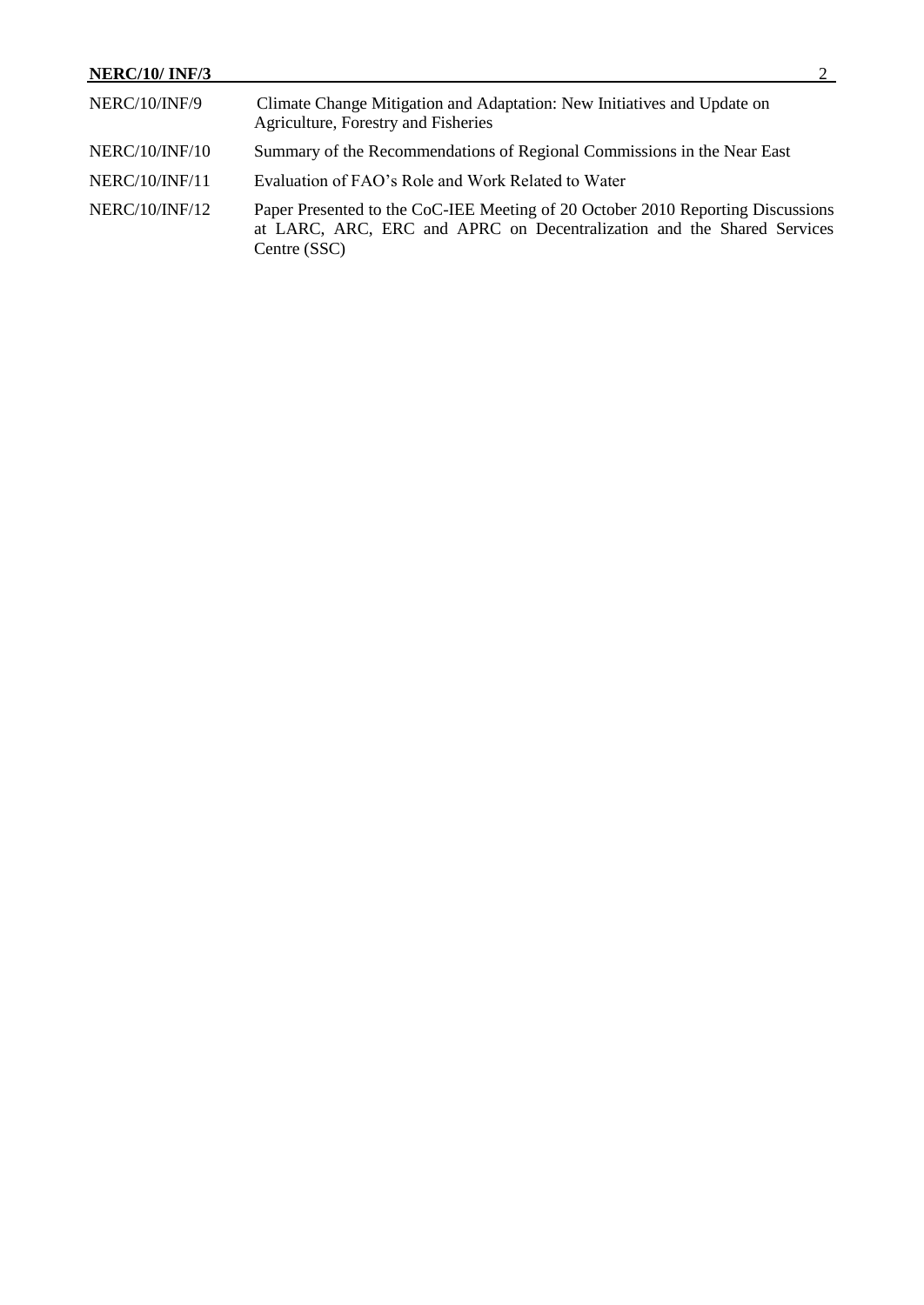| | |
|---|---|
| NERC/10/INF/9 | Climate Change Mitigation and Adaptation: New Initiatives and Update on Agriculture, Forestry and Fisheries |
| NERC/10/INF/10 | Summary of the Recommendations of Regional Commissions in the Near East |
| NERC/10/INF/11 | Evaluation of FAO's Role and Work Related to Water |
| NERC/10/INF/12 | Paper Presented to the CoC-IEE Meeting of 20 October 2010 Reporting Discussions at LARC, ARC, ERC and APRC on Decentralization and the Shared Services Centre (SSC) |